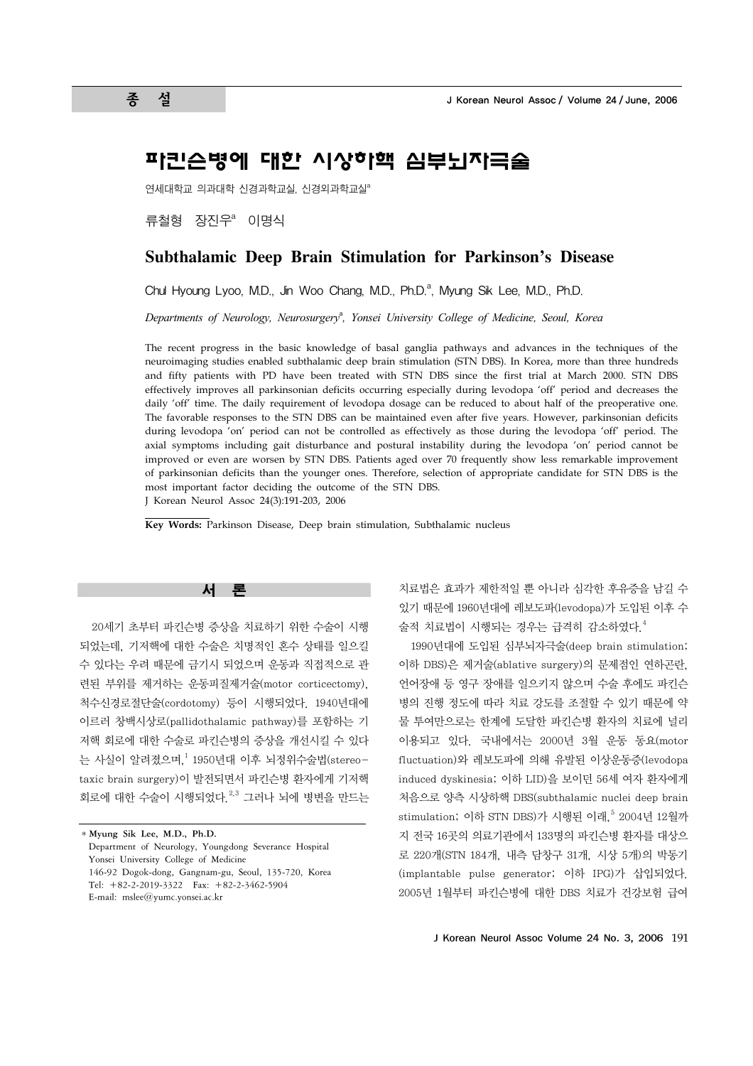종 설

# 파킨슨병에 대한 시상하핵 심부뇌자극술

연세대학교 의과대학 신경과학교실, 신경외과학교실[a]

류철형 장진우[a] 이명식

## Subthalamic Deep Brain Stimulation for Parkinson's Disease

Chul Hyoung Lyoo, M.D., Jin Woo Chang, M.D., Ph.D.[a], Myung Sik Lee, M.D., Ph.D.

*Departments of Neurology, Neurosurgery[a], Yonsei University College of Medicine, Seoul, Korea*

The recent progress in the basic knowledge of basal ganglia pathways and advances in the techniques of the neuroimaging studies enabled subthalamic deep brain stimulation (STN DBS). In Korea, more than three hundreds and fifty patients with PD have been treated with STN DBS since the first trial at March 2000. STN DBS effectively improves all parkinsonian deficits occurring especially during levodopa 'off' period and decreases the daily 'off' time. The daily requirement of levodopa dosage can be reduced to about half of the preoperative one. The favorable responses to the STN DBS can be maintained even after five years. However, parkinsonian deficits during levodopa 'on' period can not be controlled as effectively as those during the levodopa 'off' period. The axial symptoms including gait disturbance and postural instability during the levodopa 'on' period cannot be improved or even are worsen by STN DBS. Patients aged over 70 frequently show less remarkable improvement of parkinsonian deficits than the younger ones. Therefore, selection of appropriate candidate for STN DBS is the most important factor deciding the outcome of the STN DBS.

J Korean Neurol Assoc 24(3):191-203, 2006

**Key Words:** Parkinson Disease, Deep brain stimulation, Subthalamic nucleus

## 서 론

20세기 초부터 파킨슨병 증상을 치료하기 위한 수술이 시행되었는데, 기저핵에 대한 수술은 치명적인 혼수 상태를 일으킬 수 있다는 우려 때문에 금기시 되었으며 운동과 직접적으로 관련된 부위를 제거하는 운동피질제거술(motor corticectomy), 척수신경로절단술(cordotomy) 등이 시행되었다. 1940년대에 이르러 창백시상로(pallidothalamic pathway)를 포함하는 기저핵 회로에 대한 수술로 파킨슨병의 증상을 개선시킬 수 있다는 사실이 알려졌으며,[1] 1950년대 이후 뇌정위수술법(stereotaxic brain surgery)이 발전되면서 파킨슨병 환자에게 기저핵 회로에 대한 수술이 시행되었다.[2,3] 그러나 뇌에 병변을 만드는 치료법은 효과가 제한적일 뿐 아니라 심각한 후유증을 남길 수 있기 때문에 1960년대에 레보도파(levodopa)가 도입된 이후 수술적 치료법이 시행되는 경우는 급격히 감소하였다.[4]

1990년대에 도입된 심부뇌자극술(deep brain stimulation; 이하 DBS)은 제거술(ablative surgery)의 문제점인 연하곤란, 언어장애 등 영구 장애를 일으키지 않으며 수술 후에도 파킨슨병의 진행 정도에 따라 치료 강도를 조절할 수 있기 때문에 약물 투여만으로는 한계에 도달한 파킨슨병 환자의 치료에 널리 이용되고 있다. 국내에서는 2000년 3월 운동 동요(motor fluctuation)와 레보도파에 의해 유발된 이상운동증(levodopa induced dyskinesia; 이하 LID)을 보이던 56세 여자 환자에게 처음으로 양측 시상하핵 DBS(subthalamic nuclei deep brain stimulation; 이하 STN DBS)가 시행된 이래,[5] 2004년 12월까지 전국 16곳의 의료기관에서 133명의 파킨슨병 환자를 대상으로 220개(STN 184개, 내측 담창구 31개, 시상 5개)의 박동기(implantable pulse generator; 이하 IPG)가 삽입되었다. 2005년 1월부터 파킨슨병에 대한 DBS 치료가 건강보험 급여

* Myung Sik Lee, M.D., Ph.D.
Department of Neurology, Youngdong Severance Hospital
Yonsei University College of Medicine
146-92 Dogok-dong, Gangnam-gu, Seoul, 135-720, Korea
Tel: +82-2-2019-3322 Fax: +82-2-3462-5904
E-mail: mslee@yumc.yonsei.ac.kr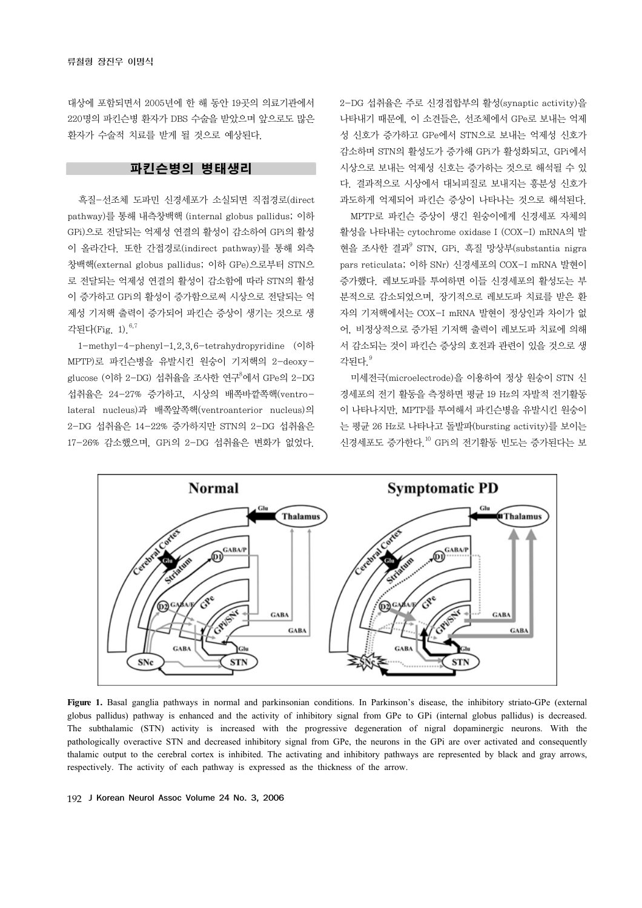대상에 포함되면서 2005년에 한 해 동안 19곳의 의료기관에서 220명의 파킨슨병 환자가 DBS 수술을 받았으며 앞으로도 많은 환자가 수술적 치료를 받게 될 것으로 예상된다.

## 파킨슨병의 병태생리

흑질-선조체 도파민 신경세포가 소실되면 직접경로(direct pathway)를 통해 내측창백핵 (internal globus pallidus; 이하 GPi)으로 전달되는 억제성 연결의 활성이 감소하여 GPi의 활성이 올라간다. 또한 간접경로(indirect pathway)를 통해 외측창백핵(external globus pallidus; 이하 GPe)으로부터 STN으로 전달되는 억제성 연결의 활성이 감소함에 따라 STN의 활성이 증가하고 GPi의 활성이 증가함으로써 시상으로 전달되는 억제성 기저핵 출력이 증가되어 파킨슨 증상이 생기는 것으로 생각된다(Fig. 1).[6,7]

1-methyl-4-phenyl-1,2,3,6-tetrahydropyridine (이하 MPTP)로 파킨슨병을 유발시킨 원숭이 기저핵의 2-deoxy-glucose (이하 2-DG) 섭취율을 조사한 연구[8]에서 GPe의 2-DG 섭취율은 24-27% 증가하고, 시상의 배쪽바깥쪽핵(ventro-lateral nucleus)과 배쪽앞쪽핵(ventroanterior nucleus)의 2-DG 섭취율은 14-22% 증가하지만 STN의 2-DG 섭취율은 17-26% 감소했으며, GPi의 2-DG 섭취율은 변화가 없었다. 2-DG 섭취율은 주로 신경접합부의 활성(synaptic activity)을 나타내기 때문에, 이 소견들은, 선조체에서 GPe로 보내는 억제성 신호가 증가하고 GPe에서 STN으로 보내는 억제성 신호가 감소하며 STN의 활성도가 증가해 GPi가 활성화되고, GPi에서 시상으로 보내는 억제성 신호는 증가하는 것으로 해석될 수 있다. 결과적으로 시상에서 대뇌피질로 보내지는 흥분성 신호가 과도하게 억제되어 파킨슨 증상이 나타나는 것으로 해석된다.

MPTP로 파킨슨 증상이 생긴 원숭이에게 신경세포 자체의 활성을 나타내는 cytochrome oxidase I (COX-I) mRNA의 발현을 조사한 결과[9] STN, GPi, 흑질 망상부(substantia nigra pars reticulata; 이하 SNr) 신경세포의 COX-I mRNA 발현이 증가했다. 레보도파를 투여하면 이들 신경세포의 활성도는 부분적으로 감소되었으며, 장기적으로 레보도파 치료를 받은 환자의 기저핵에서는 COX-I mRNA 발현이 정상인과 차이가 없어, 비정상적으로 증가된 기저핵 출력이 레보도파 치료에 의해서 감소되는 것이 파킨슨 증상의 호전과 관련이 있을 것으로 생각된다.[9]

미세전극(microelectrode)을 이용하여 정상 원숭이 STN 신경세포의 전기 활동을 측정하면 평균 19 Hz의 자발적 전기활동이 나타나지만, MPTP를 투여해서 파킨슨병을 유발시킨 원숭이는 평균 26 Hz로 나타나고 돌발파(bursting activity)를 보이는 신경세포도 증가한다.[10] GPi의 전기활동 빈도는 증가된다는 보

**Figure 1.** Basal ganglia pathways in normal and parkinsonian conditions. In Parkinson's disease, the inhibitory striato-GPe (external globus pallidus) pathway is enhanced and the activity of inhibitory signal from GPe to GPi (internal globus pallidus) is decreased. The subthalamic (STN) activity is increased with the progressive degeneration of nigral dopaminergic neurons. With the pathologically overactive STN and decreased inhibitory signal from GPe, the neurons in the GPi are over activated and consequently thalamic output to the cerebral cortex is inhibited. The activating and inhibitory pathways are represented by black and gray arrows, respectively. The activity of each pathway is expressed as the thickness of the arrow.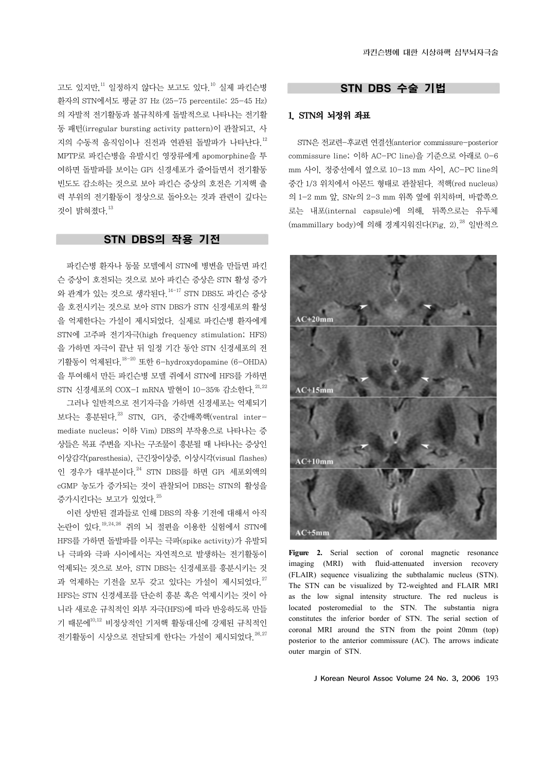고도 있지만,[11] 일정하지 않다는 보고도 있다.[10] 실제 파킨슨병 환자의 STN에서도 평균 37 Hz (25-75 percentile: 25-45 Hz)의 자발적 전기활동과 불규칙하게 돌발적으로 나타나는 전기활동 패턴(irregular bursting activity pattern)이 관찰되고, 사지의 수동적 움직임이나 진전과 연관된 돌발파가 나타난다.[12] MPTP로 파킨슨병을 유발시킨 영장류에게 apomorphine을 투여하면 돌발파를 보이는 GPi 신경세포가 줄어들면서 전기활동 빈도도 감소하는 것으로 보아 파킨슨 증상의 호전은 기저핵 출력 부위의 전기활동이 정상으로 돌아오는 것과 관련이 깊다는 것이 밝혀졌다.[13]

## STN DBS의 작용 기전

파킨슨병 환자나 동물 모델에서 STN에 병변을 만들면 파킨슨 증상이 호전되는 것으로 보아 파킨슨 증상은 STN 활성 증가와 관계가 있는 것으로 생각된다.[14-17] STN DBS도 파킨슨 증상을 호전시키는 것으로 보아 STN DBS가 STN 신경세포의 활성을 억제한다는 가설이 제시되었다. 실제로 파킨슨병 환자에게 STN에 고주파 전기자극(high frequency stimulation; HFS)을 가하면 자극이 끝난 뒤 일정 기간 동안 STN 신경세포의 전기활동이 억제된다.[18-20] 또한 6-hydroxydopamine (6-OHDA)을 투여해서 만든 파킨슨병 모델 쥐에서 STN에 HFS를 가하면 STN 신경세포의 COX-I mRNA 발현이 10-35% 감소한다.[21,22]

그러나 일반적으로 전기자극을 가하면 신경세포는 억제되기보다는 흥분된다.[23] STN, GPi, 중간배쪽핵(ventral intermediate nucleus; 이하 Vim) DBS의 부작용으로 나타나는 증상들은 목표 주변을 지나는 구조물이 흥분될 때 나타나는 증상인 이상감각(paresthesia), 근긴장이상증, 이상시각(visual flashes)인 경우가 대부분이다.[24] STN DBS를 하면 GPi 세포외액의 cGMP 농도가 증가되는 것이 관찰되어 DBS는 STN의 활성을 증가시킨다는 보고가 있었다.[25]

이런 상반된 결과들로 인해 DBS의 작용 기전에 대해서 아직 논란이 있다.[19,24,26] 쥐의 뇌 절편을 이용한 실험에서 STN에 HFS를 가하면 돌발파를 이루는 극파(spike activity)가 유발되나 극파와 극파 사이에서는 자연적으로 발생하는 전기활동이 억제되는 것으로 보아, STN DBS는 신경세포를 흥분시키는 것과 억제하는 기전을 모두 갖고 있다는 가설이 제시되었다.[27] HFS는 STN 신경세포를 단순히 흥분 혹은 억제시키는 것이 아니라 새로운 규칙적인 외부 자극(HFS)에 따라 반응하도록 만들기 때문에[10,12] 비정상적인 기저핵 활동대신에 강제된 규칙적인 전기활동이 시상으로 전달되게 한다는 가설이 제시되었다.[26,27]

## STN DBS 수술 기법

### 1. STN의 뇌정위 좌표

STN은 전교련-후교련 연결선(anterior commissure-posterior commissure line; 이하 AC-PC line)을 기준으로 아래로 0-6 mm 사이, 정중선에서 옆으로 10-13 mm 사이, AC-PC line의 중간 1/3 위치에서 아몬드 형태로 관찰된다. 적핵(red nucleus)의 1-2 mm 앞, SNr의 2-3 mm 위쪽 옆에 위치하며, 바깥쪽으로는 내포(internal capsule)에 의해, 뒤쪽으로는 유두체(mammillary body)에 의해 경계지워진다(Fig. 2).[28] 일반적으

**Figure 2.** Serial section of coronal magnetic resonance imaging (MRI) with fluid-attenuated inversion recovery (FLAIR) sequence visualizing the subthalamic nucleus (STN). The STN can be visualized by T2-weighted and FLAIR MRI as the low signal intensity structure. The red nucleus is located posteromedial to the STN. The substantia nigra constitutes the inferior border of STN. The serial section of coronal MRI around the STN from the point 20mm (top) posterior to the anterior commissure (AC). The arrows indicate outer margin of STN.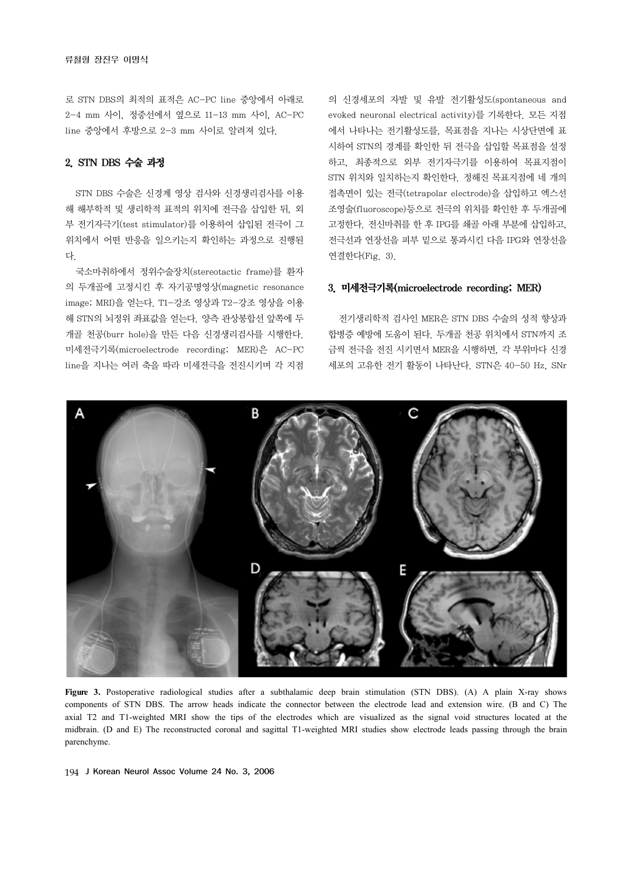로 STN DBS의 최적의 표적은 AC-PC line 중앙에서 아래로 2-4 mm 사이, 정중선에서 옆으로 11-13 mm 사이, AC-PC line 중앙에서 후방으로 2-3 mm 사이로 알려져 있다.

## 2. STN DBS 수술 과정

STN DBS 수술은 신경계 영상 검사와 신경생리검사를 이용해 해부학적 및 생리학적 표적의 위치에 전극을 삽입한 뒤, 외부 전기자극기(test stimulator)를 이용하여 삽입된 전극이 그 위치에서 어떤 반응을 일으키는지 확인하는 과정으로 진행된다.

국소마취하에서 정위수술장치(stereotactic frame)를 환자의 두개골에 고정시킨 후 자기공명영상(magnetic resonance image; MRI)을 얻는다. T1-강조 영상과 T2-강조 영상을 이용해 STN의 뇌정위 좌표값을 얻는다. 양측 관상봉합선 앞쪽에 두개골 천공(burr hole)을 만든 다음 신경생리검사를 시행한다. 미세전극기록(microelectrode recording; MER)은 AC-PC line을 지나는 여러 축을 따라 미세전극을 전진시키며 각 지점의 신경세포의 자발 및 유발 전기활성도(spontaneous and evoked neuronal electrical activity)를 기록한다. 모든 지점에서 나타나는 전기활성도를, 목표점을 지나는 시상단면에 표시하여 STN의 경계를 확인한 뒤 전극을 삽입할 목표점을 설정하고, 최종적으로 외부 전기자극기를 이용하여 목표지점이 STN 위치와 일치하는지 확인한다. 정해진 목표지점에 네 개의 접촉면이 있는 전극(tetrapolar electrode)을 삽입하고 엑스선 조영술(fluoroscope)등으로 전극의 위치를 확인한 후 두개골에 고정한다. 전신마취를 한 후 IPG를 쇄골 아래 부분에 삽입하고, 전극선과 연장선을 피부 밑으로 통과시킨 다음 IPG와 연장선을 연결한다(Fig. 3).

## 3. 미세전극기록(microelectrode recording; MER)

전기생리학적 검사인 MER은 STN DBS 수술의 성적 향상과 합병증 예방에 도움이 된다. 두개골 천공 위치에서 STN까지 조금씩 전극을 전진 시키면서 MER을 시행하면, 각 부위마다 신경세포의 고유한 전기 활동이 나타난다. STN은 40-50 Hz, SNr

**Figure 3.** Postoperative radiological studies after a subthalamic deep brain stimulation (STN DBS). (A) A plain X-ray shows components of STN DBS. The arrow heads indicate the connector between the electrode lead and extension wire. (B and C) The axial T2 and T1-weighted MRI show the tips of the electrodes which are visualized as the signal void structures located at the midbrain. (D and E) The reconstructed coronal and sagittal T1-weighted MRI studies show electrode leads passing through the brain parenchyme.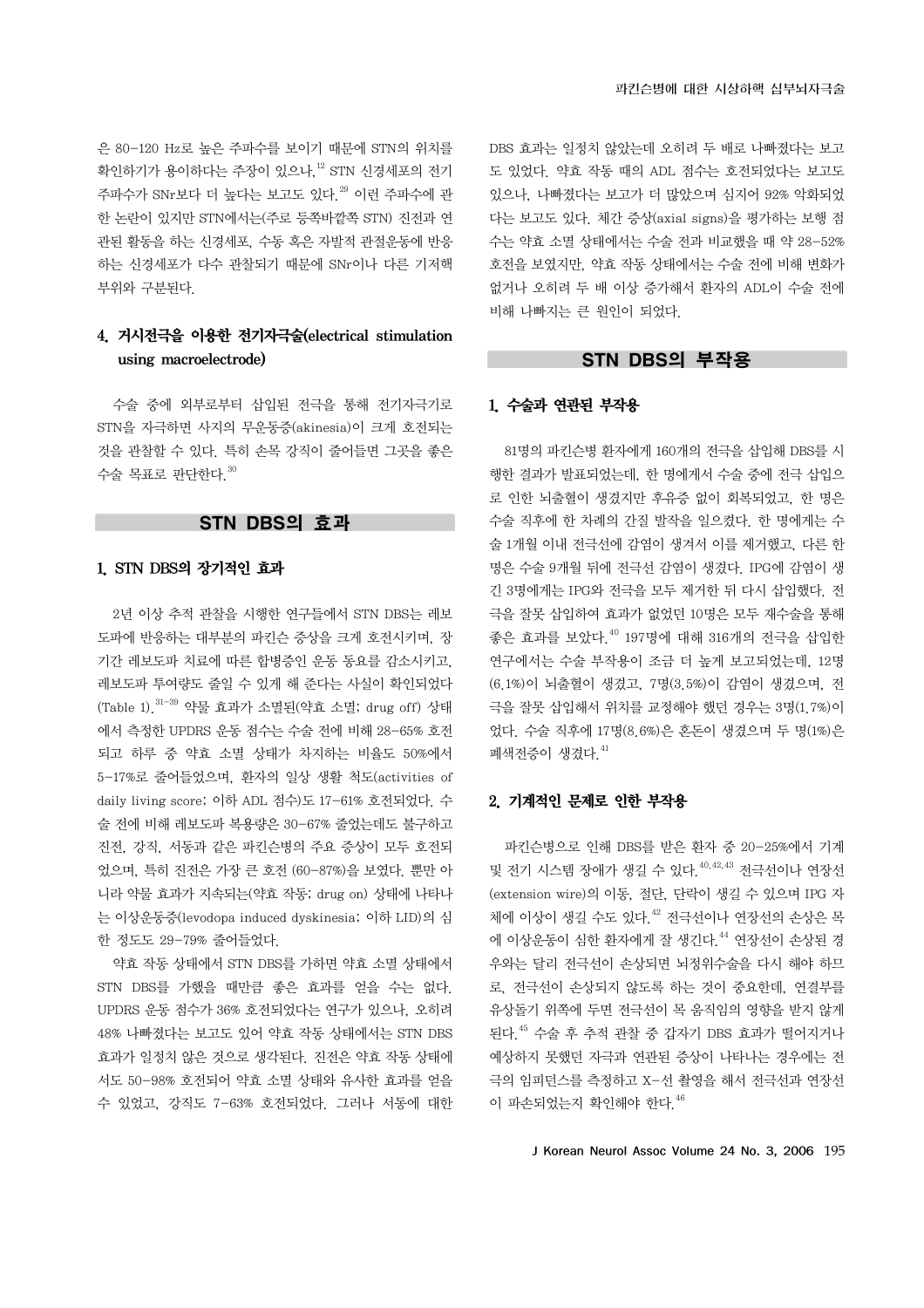은 80-120 Hz로 높은 주파수를 보이기 때문에 STN의 위치를 확인하기가 용이하다는 주장이 있으나,[12] STN 신경세포의 전기 주파수가 SNr보다 더 높다는 보고도 있다.[29] 이런 주파수에 관한 논란이 있지만 STN에서는(주로 등쪽바깥쪽 STN) 진전과 연관된 활동을 하는 신경세포, 수동 혹은 자발적 관절운동에 반응하는 신경세포가 다수 관찰되기 때문에 SNr이나 다른 기저핵 부위와 구분된다.

### 4. 거시전극을 이용한 전기자극술(electrical stimulation using macroelectrode)

수술 중에 외부로부터 삽입된 전극을 통해 전기자극기로 STN을 자극하면 사지의 무운동증(akinesia)이 크게 호전되는 것을 관찰할 수 있다. 특히 손목 강직이 줄어들면 그곳을 좋은 수술 목표로 판단한다.[30]

## STN DBS의 효과

### 1. STN DBS의 장기적인 효과

2년 이상 추적 관찰을 시행한 연구들에서 STN DBS는 레보도파에 반응하는 대부분의 파킨슨 증상을 크게 호전시키며, 장기간 레보도파 치료에 따른 합병증인 운동 동요를 감소시키고, 레보도파 투여량도 줄일 수 있게 해 준다는 사실이 확인되었다(Table 1).[31-39] 약물 효과가 소멸된(약효 소멸; drug off) 상태에서 측정한 UPDRS 운동 점수는 수술 전에 비해 28-65% 호전되고 하루 중 약효 소멸 상태가 차지하는 비율도 50%에서 5-17%로 줄어들었으며, 환자의 일상 생활 척도(activities of daily living score; 이하 ADL 점수)도 17-61% 호전되었다. 수술 전에 비해 레보도파 복용량은 30-67% 줄었는데도 불구하고 진전, 강직, 서동과 같은 파킨슨병의 주요 증상이 모두 호전되었으며, 특히 진전은 가장 큰 호전 (60-87%)을 보였다. 뿐만 아니라 약물 효과가 지속되는(약효 작동; drug on) 상태에 나타나는 이상운동증(levodopa induced dyskinesia; 이하 LID)의 심한 정도도 29-79% 줄어들었다.

약효 작동 상태에서 STN DBS를 가하면 약효 소멸 상태에서 STN DBS를 가했을 때만큼 좋은 효과를 얻을 수는 없다. UPDRS 운동 점수가 36% 호전되었다는 연구가 있으나, 오히려 48% 나빠졌다는 보고도 있어 약효 작동 상태에서는 STN DBS 효과가 일정치 않은 것으로 생각된다. 진전은 약효 작동 상태에서도 50-98% 호전되어 약효 소멸 상태와 유사한 효과를 얻을 수 있었고, 강직도 7-63% 호전되었다. 그러나 서동에 대한 DBS 효과는 일정치 않았는데 오히려 두 배로 나빠졌다는 보고도 있었다. 약효 작동 때의 ADL 점수는 호전되었다는 보고도 있으나, 나빠졌다는 보고가 더 많았으며 심지어 92% 악화되었다는 보고도 있다. 체간 증상(axial signs)을 평가하는 보행 점수는 약효 소멸 상태에서는 수술 전과 비교했을 때 약 28-52% 호전을 보였지만, 약효 작동 상태에서는 수술 전에 비해 변화가 없거나 오히려 두 배 이상 증가해서 환자의 ADL이 수술 전에 비해 나빠지는 큰 원인이 되었다.

## STN DBS의 부작용

### 1. 수술과 연관된 부작용

81명의 파킨슨병 환자에게 160개의 전극을 삽입해 DBS를 시행한 결과가 발표되었는데, 한 명에게서 수술 중에 전극 삽입으로 인한 뇌출혈이 생겼지만 후유증 없이 회복되었고, 한 명은 수술 직후에 한 차례의 간질 발작을 일으켰다. 한 명에게는 수술 1개월 이내 전극선에 감염이 생겨서 이를 제거했고, 다른 한 명은 수술 9개월 뒤에 전극선 감염이 생겼다. IPG에 감염이 생긴 3명에게는 IPG와 전극을 모두 제거한 뒤 다시 삽입했다. 전극을 잘못 삽입하여 효과가 없었던 10명은 모두 재수술을 통해 좋은 효과를 보았다.[40] 197명에 대해 316개의 전극을 삽입한 연구에서는 수술 부작용이 조금 더 높게 보고되었는데, 12명(6.1%)이 뇌출혈이 생겼고, 7명(3.5%)이 감염이 생겼으며, 전극을 잘못 삽입해서 위치를 교정해야 했던 경우는 3명(1.7%)이었다. 수술 직후에 17명(8.6%)은 혼돈이 생겼으며 두 명(1%)은 폐색전증이 생겼다.[41]

### 2. 기계적인 문제로 인한 부작용

파킨슨병으로 인해 DBS를 받은 환자 중 20-25%에서 기계 및 전기 시스템 장애가 생길 수 있다.[40,42,43] 전극선이나 연장선(extension wire)의 이동, 절단, 단락이 생길 수 있으며 IPG 자체에 이상이 생길 수도 있다.[42] 전극선이나 연장선의 손상은 목에 이상운동이 심한 환자에게 잘 생긴다.[44] 연장선이 손상된 경우와는 달리 전극선이 손상되면 뇌정위수술을 다시 해야 하므로, 전극선이 손상되지 않도록 하는 것이 중요한데, 연결부를 유상돌기 위쪽에 두면 전극선이 목 움직임의 영향을 받지 않게 된다.[45] 수술 후 추적 관찰 중 갑자기 DBS 효과가 떨어지거나 예상하지 못했던 자극과 연관된 증상이 나타나는 경우에는 전극의 임피던스를 측정하고 X-선 촬영을 해서 전극선과 연장선이 파손되었는지 확인해야 한다.[46]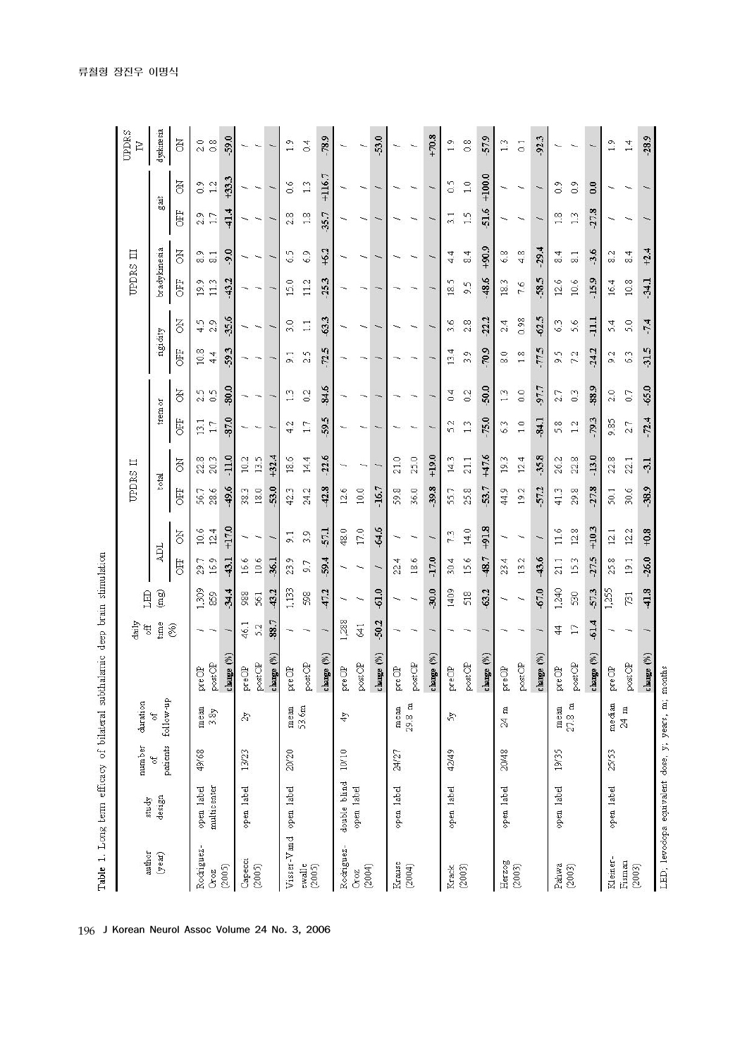**Table 1.** Long term efficacy of bilateral subthalamic deep brain stimulation

| author (year) | study design | number of patients | duration of follow-up | | daily off time (%) | LED (mg) | UPDRS II | | | | UPDRS III | | | | | | | | UPDRS IV |
|---|---|---|---|---|---|---|---|---|---|---|---|---|---|---|---|---|---|---|---|
| | | | | | | | ADL | | total | | tremor | | rigidity | | bradykinesia | | gait | | dyskinesia |
| | | | | | | | OFF | ON | OFF | ON | OFF | ON | OFF | ON | OFF | ON | OFF | ON | ON |
| Rodriguez-Oroz (2005) | open label multicenter | 49/68 | mean 3.8y | preOP | / | 1,309 | 29.7 | 10.6 | 56.7 | 22.8 | 13.1 | 2.5 | 10.8 | 4.5 | 19.9 | 8.9 | 2.9 | 0.9 | 2.0 |
| | | | | postOP | / | 859 | 16.9 | 12.4 | 28.6 | 20.3 | 1.7 | 0.5 | 4.4 | 2.9 | 11.3 | 8.1 | 1.7 | 1.2 | 0.8 |
| | | | | change (%) | / | -34.4 | -43.1 | +17.0 | -49.6 | -11.0 | -87.0 | -80.0 | -59.3 | -35.6 | -43.2 | -9.0 | -41.4 | +33.3 | -59.0 |
| Capecci (2005) | open label | 13/23 | 2y | preOP | 46.1 | 988 | 16.6 | / | 38.3 | 10.2 | / | / | / | / | / | / | / | / | / |
| | | | | postOP | 5.2 | 561 | 10.6 | / | 18.0 | 13.5 | / | / | / | / | / | / | / | / | / |
| | | | | change (%) | 88.7 | -43.2 | -36.1 | / | -53.0 | +32.4 | / | / | / | / | / | / | / | / | / |
| Visser-Vandewalle (2005) | open label | 20/20 | mean 53.6m | preOP | / | 1,133 | 23.9 | 9.1 | 42.3 | 18.6 | 4.2 | 1.3 | 9.1 | 3.0 | 15.0 | 6.5 | 2.8 | 0.6 | 1.9 |
| | | | | postOP | / | 598 | 9.7 | 3.9 | 24.2 | 14.4 | 1.7 | 0.2 | 2.5 | 1.1 | 11.2 | 6.9 | 1.8 | 1.3 | 0.4 |
| | | | | change (%) | / | -47.2 | -59.4 | -57.1 | -42.8 | -22.6 | -59.5 | 84.6 | -72.5 | 63.3 | -25.3 | +6.2 | -35.7 | +116.7 | -78.9 |
| Rodriguez-Oroz (2004) | double blind open label | 10/10 | 4y | preOP | 1,288 | / | / | 48.0 | 12.6 | / | / | / | / | / | / | / | / | / | / |
| | | | | postOP | 641 | / | / | 17.0 | 10.0 | / | / | / | / | / | / | / | / | / | / |
| | | | | change (%) | -50.2 | -61.0 | / | -64.6 | -16.7 | / | / | / | / | / | / | / | / | / | -53.0 |
| Krause (2004) | open label | 24/27 | mean 29.8 m | preOP | / | / | 22.4 | / | 59.8 | 21.0 | / | / | / | / | / | / | / | / | / |
| | | | | postOP | / | / | 18.6 | / | 36.0 | 25.0 | / | / | / | / | / | / | / | / | / |
| | | | | change (%) | / | -30.0 | -17.0 | / | -39.8 | +19.0 | / | / | / | / | / | / | / | / | +70.8 |
| Krack (2003) | open label | 42/49 | 5y | preOP | / | 1409 | 30.4 | 7.3 | 55.7 | 14.3 | 5.2 | 0.4 | 13.4 | 3.6 | 18.5 | 4.4 | 3.1 | 0.5 | 1.9 |
| | | | | postOP | / | 518 | 15.6 | 14.0 | 25.8 | 21.1 | 1.3 | 0.2 | 3.9 | 2.8 | 9.5 | 8.4 | 1.5 | 1.0 | 0.8 |
| | | | | change (%) | / | -63.2 | -48.7 | +91.8 | -53.7 | +47.6 | -75.0 | -50.0 | -70.9 | -22.2 | -48.6 | +90.9 | -51.6 | +100.0 | -57.9 |
| Herzog (2003) | open label | 20/48 | 24 m | preOP | / | / | 23.4 | / | 44.9 | 19.3 | 6.3 | 1.3 | 8.0 | 2.4 | 18.3 | 6.8 | / | / | 1.3 |
| | | | | postOP | / | / | 13.2 | / | 19.2 | 12.4 | 1.0 | 0.0 | 1.8 | 0.98 | 7.6 | 4.8 | / | / | 0.1 |
| | | | | change (%) | / | -67.0 | -43.6 | / | -57.2 | -35.8 | -84.1 | -97.7 | -77.5 | -62.5 | -58.5 | -29.4 | / | / | -92.3 |
| Patwa (2003) | open label | 19/35 | mean 27.3 m | preOP | 44 | 1,240 | 21.1 | 11.6 | 41.3 | 26.2 | 5.8 | 2.7 | 9.5 | 6.3 | 12.6 | 8.4 | 1.8 | 0.9 | / |
| | | | | postOP | 17 | 530 | 15.3 | 12.8 | 29.8 | 22.8 | 1.2 | 0.3 | 7.2 | 5.6 | 10.6 | 8.1 | 1.3 | 0.9 | / |
| | | | | change (%) | -61.4 | -57.3 | -27.5 | +10.3 | -27.8 | -13.0 | -79.3 | -88.9 | -24.2 | -11.1 | -15.9 | -3.6 | -27.8 | 0.0 | / |
| Kleiner-Fisman (2003) | open label | 25/53 | median 24 m | preOP | / | 1,255 | 25.8 | 12.1 | 50.1 | 22.8 | 9.85 | 2.0 | 9.2 | 5.4 | 16.4 | 8.2 | / | / | 1.9 |
| | | | | postOP | / | 731 | 19.1 | 12.2 | 30.6 | 22.1 | 2.7 | 0.7 | 6.3 | 5.0 | 10.8 | 8.4 | / | / | 1.4 |
| | | | | change (%) | / | -41.8 | -26.0 | +0.8 | -38.9 | -3.1 | -72.4 | -65.0 | -31.5 | -7.4 | -34.1 | +2.4 | / | / | -28.9 |

LED, levodopa equivalent dose; y, years; m, months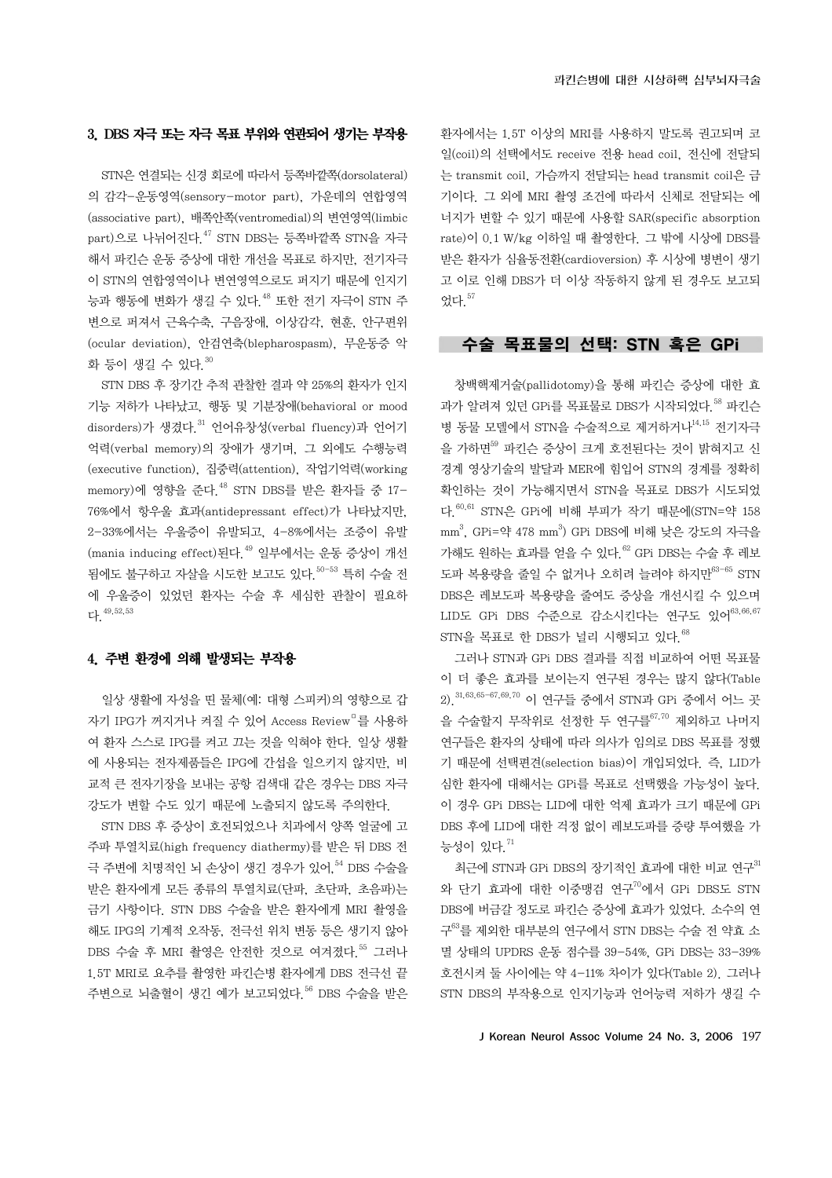### 3. DBS 자극 또는 자극 목표 부위와 연관되어 생기는 부작용

STN은 연결되는 신경 회로에 따라서 등쪽바깥쪽(dorsolateral)의 감각-운동영역(sensory-motor part), 가운데의 연합영역(associative part), 배쪽안쪽(ventromedial)의 변연영역(limbic part)으로 나뉘어진다.[47] STN DBS는 등쪽바깥쪽 STN을 자극해서 파킨슨 운동 증상에 대한 개선을 목표로 하지만, 전기자극이 STN의 연합영역이나 변연영역으로도 퍼지기 때문에 인지기능과 행동에 변화가 생길 수 있다.[48] 또한 전기 자극이 STN 주변으로 퍼져서 근육수축, 구음장애, 이상감각, 현훈, 안구편위(ocular deviation), 안검연축(blepharospasm), 무운동증 악화 등이 생길 수 있다.[30]

STN DBS 후 장기간 추적 관찰한 결과 약 25%의 환자가 인지기능 저하가 나타났고, 행동 및 기분장애(behavioral or mood disorders)가 생겼다.[31] 언어유창성(verbal fluency)과 언어기억력(verbal memory)의 장애가 생기며, 그 외에도 수행능력(executive function), 집중력(attention), 작업기억력(working memory)에 영향을 준다.[48] STN DBS를 받은 환자들 중 17-76%에서 항우울 효과(antidepressant effect)가 나타났지만, 2-33%에서는 우울증이 유발되고, 4-8%에서는 조증이 유발(mania inducing effect)된다.[49] 일부에서는 운동 증상이 개선됨에도 불구하고 자살을 시도한 보고도 있다.[50-53] 특히 수술 전에 우울증이 있었던 환자는 수술 후 세심한 관찰이 필요하다.[49,52,53]

### 4. 주변 환경에 의해 발생되는 부작용

일상 생활에 자성을 띤 물체(예: 대형 스피커)의 영향으로 갑자기 IPG가 꺼지거나 켜질 수 있어 Access Review®를 사용하여 환자 스스로 IPG를 켜고 끄는 것을 익혀야 한다. 일상 생활에 사용되는 전자제품들은 IPG에 간섭을 일으키지 않지만, 비교적 큰 전자기장을 보내는 공항 검색대 같은 경우는 DBS 자극 강도가 변할 수도 있기 때문에 노출되지 않도록 주의한다.

STN DBS 후 증상이 호전되었으나 치과에서 양쪽 얼굴에 고주파 투열치료(high frequency diathermy)를 받은 뒤 DBS 전극 주변에 치명적인 뇌 손상이 생긴 경우가 있어,[54] DBS 수술을 받은 환자에게 모든 종류의 투열치료(단파, 초단파, 초음파)는 금기 사항이다. STN DBS 수술을 받은 환자에게 MRI 촬영을 해도 IPG의 기계적 오작동, 전극선 위치 변동 등은 생기지 않아 DBS 수술 후 MRI 촬영은 안전한 것으로 여겨졌다.[55] 그러나 1.5T MRI로 요추를 촬영한 파킨슨병 환자에게 DBS 전극선 끝 주변으로 뇌출혈이 생긴 예가 보고되었다.[56] DBS 수술을 받은 환자에서는 1.5T 이상의 MRI를 사용하지 말도록 권고되며 코일(coil)의 선택에서도 receive 전용 head coil, 전신에 전달되는 transmit coil, 가슴까지 전달되는 head transmit coil은 금기이다. 그 외에 MRI 촬영 조건에 따라서 신체로 전달되는 에너지가 변할 수 있기 때문에 사용할 SAR(specific absorption rate)이 0.1 W/kg 이하일 때 촬영한다. 그 밖에 시상에 DBS를 받은 환자가 심율동전환(cardioversion) 후 시상에 병변이 생기고 이로 인해 DBS가 더 이상 작동하지 않게 된 경우도 보고되었다.[57]

## 수술 목표물의 선택: STN 혹은 GPi

창백핵제거술(pallidotomy)을 통해 파킨슨 증상에 대한 효과가 알려져 있던 GPi를 목표물로 DBS가 시작되었다.[58] 파킨슨병 동물 모델에서 STN을 수술적으로 제거하거나[14,15] 전기자극을 가하면[59] 파킨슨 증상이 크게 호전된다는 것이 밝혀지고 신경계 영상기술의 발달과 MER에 힘입어 STN의 경계를 정확히 확인하는 것이 가능해지면서 STN을 목표로 DBS가 시도되었다.[60,61] STN은 GPi에 비해 부피가 작기 때문에(STN=약 158 $mm^3$, GPi=약 478 $mm^3$) GPi DBS에 비해 낮은 강도의 자극을 가해도 원하는 효과를 얻을 수 있다.[62] GPi DBS는 수술 후 레보도파 복용량을 줄일 수 없거나 오히려 늘려야 하지만[63-65] STN DBS은 레보도파 복용량을 줄여도 증상을 개선시킬 수 있으며 LID도 GPi DBS 수준으로 감소시킨다는 연구도 있어[63,66,67] STN을 목표로 한 DBS가 널리 시행되고 있다.[68]

그러나 STN과 GPi DBS 결과를 직접 비교하여 어떤 목표물이 더 좋은 효과를 보이는지 연구된 경우는 많지 않다(Table 2).[31,63,65-67,69,70] 이 연구들 중에서 STN과 GPi 중에서 어느 곳을 수술할지 무작위로 선정한 두 연구를[67,70] 제외하고 나머지 연구들은 환자의 상태에 따라 의사가 임의로 DBS 목표를 정했기 때문에 선택편견(selection bias)이 개입되었다. 즉, LID가 심한 환자에 대해서는 GPi를 목표로 선택했을 가능성이 높다. 이 경우 GPi DBS는 LID에 대한 억제 효과가 크기 때문에 GPi DBS 후에 LID에 대한 걱정 없이 레보도파를 증량 투여했을 가능성이 있다.[71]

최근에 STN과 GPi DBS의 장기적인 효과에 대한 비교 연구[31]와 단기 효과에 대한 이중맹검 연구[70]에서 GPi DBS도 STN DBS에 버금갈 정도로 파킨슨 증상에 효과가 있었다. 소수의 연구[63]를 제외한 대부분의 연구에서 STN DBS는 수술 전 약효 소멸 상태의 UPDRS 운동 점수를 39-54%, GPi DBS는 33-39% 호전시켜 둘 사이에는 약 4-11% 차이가 있다(Table 2). 그러나 STN DBS의 부작용으로 인지기능과 언어능력 저하가 생길 수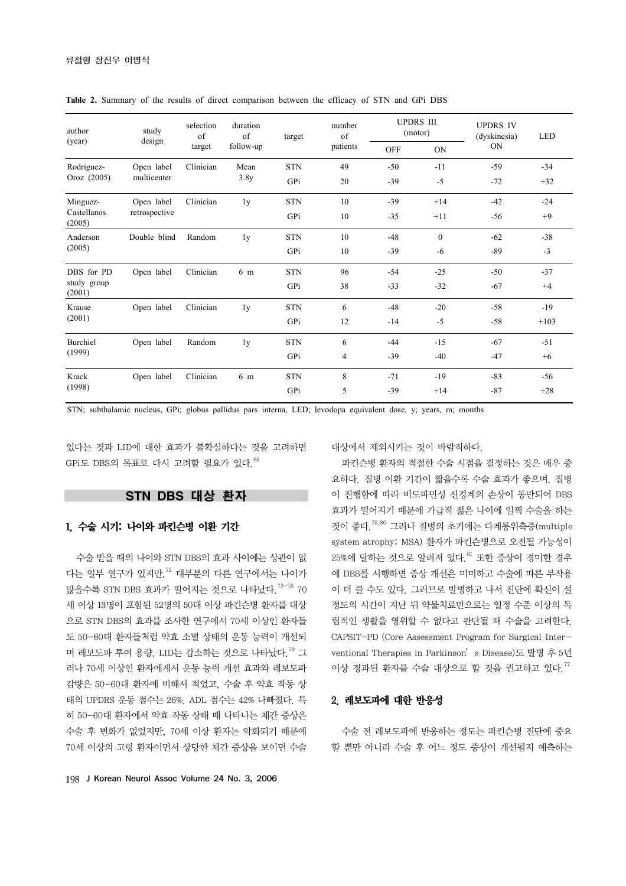**Table 2.** Summary of the results of direct comparison between the efficacy of STN and GPi DBS

| author (year) | study design | selection of target | duration of follow-up | target | number of patients | UPDRS III (motor) | | UPDRS IV (dyskinesia) | LED |
|---|---|---|---|---|---|---|---|---|---|
| | | | | | | OFF | ON | ON | |
| Rodriguez-Oroz (2005) | Open label multicenter | Clinician | Mean 3.8y | STN | 49 | -50 | -11 | -59 | -34 |
| | | | | GPi | 20 | -39 | -5 | -72 | +32 |
| Minguez-Castellanos (2005) | Open label retrospective | Clinician | 1y | STN | 10 | -39 | +14 | -42 | -24 |
| | | | | GPi | 10 | -35 | +11 | -56 | +9 |
| Anderson (2005) | Double blind | Random | 1y | STN | 10 | -48 | 0 | -62 | -38 |
| | | | | GPi | 10 | -39 | -6 | -89 | -3 |
| DBS for PD study group (2001) | Open label | Clinician | 6 m | STN | 96 | -54 | -25 | -50 | -37 |
| | | | | GPi | 38 | -33 | -32 | -67 | +4 |
| Krause (2001) | Open label | Clinician | 1y | STN | 6 | -48 | -20 | -58 | -19 |
| | | | | GPi | 12 | -14 | -5 | -58 | +103 |
| Burchiel (1999) | Open label | Random | 1y | STN | 6 | -44 | -15 | -67 | -51 |
| | | | | GPi | 4 | -39 | -40 | -47 | +6 |
| Krack (1998) | Open label | Clinician | 6 m | STN | 8 | -71 | -19 | -83 | -56 |
| | | | | GPi | 5 | -39 | +14 | -87 | +28 |

STN; subthalamic nucleus, GPi; globus pallidus pars interna, LED; levodopa equivalent dose, y; years, m; months

있다는 것과 LID에 대한 효과가 불확실하다는 것을 고려하면 GPi도 DBS의 목표로 다시 고려할 필요가 있다.[68]

## STN DBS 대상 환자

### 1. 수술 시기: 나이와 파킨슨병 이환 기간

수술 받을 때의 나이와 STN DBS의 효과 사이에는 상관이 없다는 일부 연구가 있지만,[72] 대부분의 다른 연구에서는 나이가 많을수록 STN DBS 효과가 떨어지는 것으로 나타났다.[73-78] 70세 이상 13명이 포함된 52명의 50대 이상 파킨슨병 환자를 대상으로 STN DBS의 효과를 조사한 연구에서 70세 이상인 환자들도 50-60대 환자들처럼 약효 소멸 상태의 운동 능력이 개선되며 레보도파 투여 용량, LID는 감소하는 것으로 나타났다.[79] 그러나 70세 이상인 환자에게서 운동 능력 개선 효과와 레보도파 감량은 50-60대 환자에 비해서 적었고, 수술 후 약효 작동 상태의 UPDRS 운동 점수는 26%, ADL 점수는 42% 나빠졌다. 특히 50-60대 환자에서 약효 작동 상태 때 나타나는 체간 증상은 수술 후 변화가 없었지만, 70세 이상 환자는 악화되기 때문에 70세 이상의 고령 환자이면서 상당한 체간 증상을 보이면 수술 대상에서 제외시키는 것이 바람직하다.

파킨슨병 환자의 적절한 수술 시점을 결정하는 것은 매우 중요하다. 질병 이환 기간이 짧을수록 수술 효과가 좋으며, 질병이 진행함에 따라 비도파민성 신경계의 손상이 동반되어 DBS 효과가 떨어지기 때문에 가급적 젊은 나이에 일찍 수술을 하는 것이 좋다.[75,80] 그러나 질병의 초기에는 다계통위축증(multiple system atrophy; MSA) 환자가 파킨슨병으로 오진될 가능성이 25%에 달하는 것으로 알려져 있다.[81] 또한 증상이 경미한 경우에 DBS를 시행하면 증상 개선은 미미하고 수술에 따른 부작용이 더 클 수도 있다. 그러므로 발병하고 나서 진단에 확신이 설 정도의 시간이 지난 뒤 약물치료만으로는 일정 수준 이상의 독립적인 생활을 영위할 수 없다고 판단될 때 수술을 고려한다. CAPSIT-PD (Core Assessment Program for Surgical Interventional Therapies in Parkinson's Disease)도 발병 후 5년 이상 경과된 환자를 수술 대상으로 할 것을 권고하고 있다.[77]

### 2. 레보도파에 대한 반응성

수술 전 레보도파에 반응하는 정도는 파킨슨병 진단에 중요할 뿐만 아니라 수술 후 어느 정도 증상이 개선될지 예측하는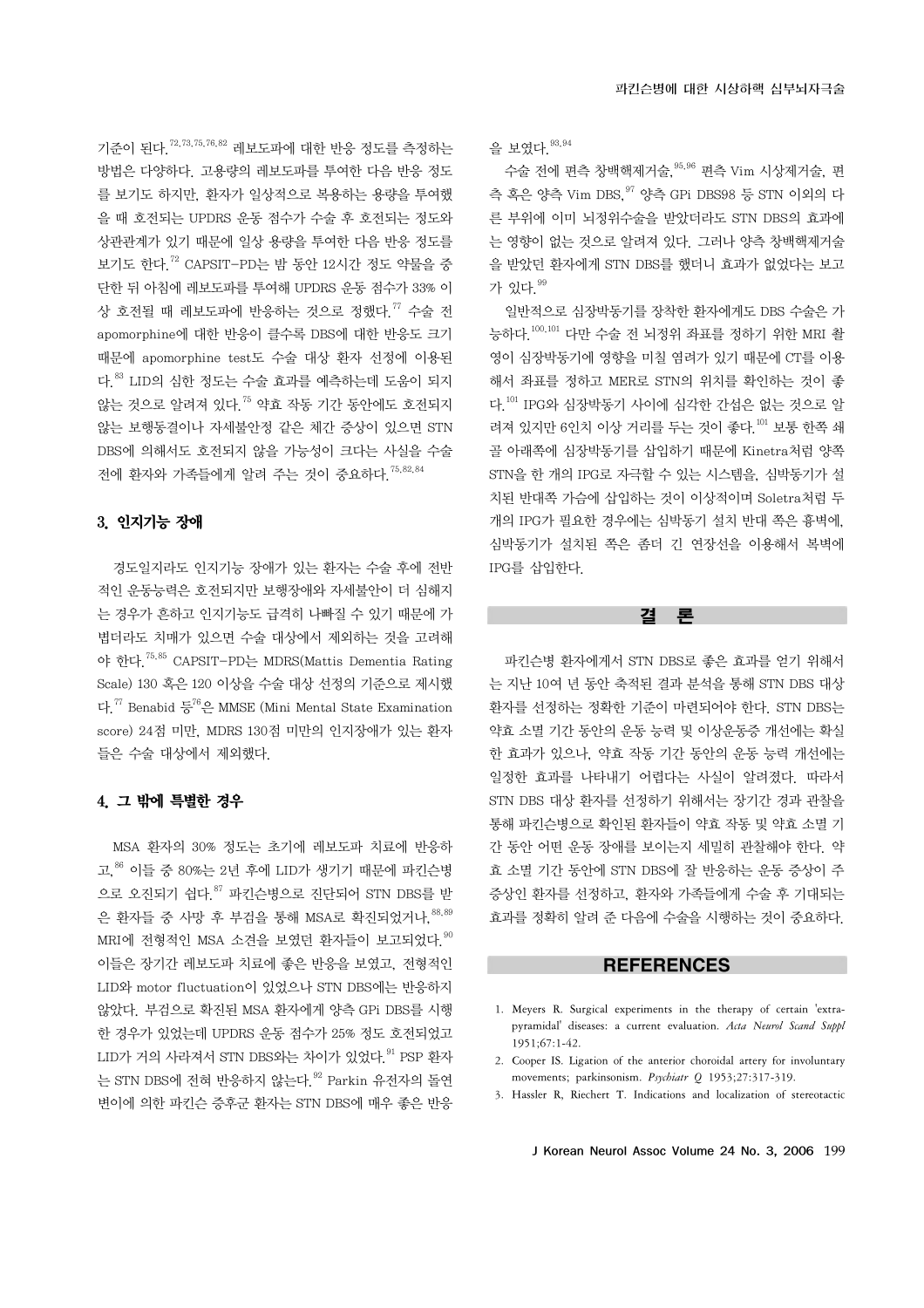기준이 된다.[72,73,75,76,82] 레보도파에 대한 반응 정도를 측정하는 방법은 다양하다. 고용량의 레보도파를 투여한 다음 반응 정도를 보기도 하지만, 환자가 일상적으로 복용하는 용량을 투여했을 때 호전되는 UPDRS 운동 점수가 수술 후 호전되는 정도와 상관관계가 있기 때문에 일상 용량을 투여한 다음 반응 정도를 보기도 한다.[72] CAPSIT-PD는 밤 동안 12시간 정도 약물을 중단한 뒤 아침에 레보도파를 투여해 UPDRS 운동 점수가 33% 이상 호전될 때 레보도파에 반응하는 것으로 정했다.[77] 수술 전 apomorphine에 대한 반응이 클수록 DBS에 대한 반응도 크기 때문에 apomorphine test도 수술 대상 환자 선정에 이용된다.[83] LID의 심한 정도는 수술 효과를 예측하는데 도움이 되지 않는 것으로 알려져 있다.[75] 약효 작동 기간 동안에도 호전되지 않는 보행동결이나 자세불안정 같은 체간 증상이 있으면 STN DBS에 의해서도 호전되지 않을 가능성이 크다는 사실을 수술 전에 환자와 가족들에게 알려 주는 것이 중요하다.[75,82,84]

### 3. 인지기능 장애

경도일지라도 인지기능 장애가 있는 환자는 수술 후에 전반적인 운동능력은 호전되지만 보행장애와 자세불안이 더 심해지는 경우가 흔하고 인지기능도 급격히 나빠질 수 있기 때문에 가볍더라도 치매가 있으면 수술 대상에서 제외하는 것을 고려해야 한다.[75,85] CAPSIT-PD는 MDRS(Mattis Dementia Rating Scale) 130 혹은 120 이상을 수술 대상 선정의 기준으로 제시했다.[77] Benabid 등[76]은 MMSE (Mini Mental State Examination score) 24점 미만, MDRS 130점 미만의 인지장애가 있는 환자들은 수술 대상에서 제외했다.

### 4. 그 밖에 특별한 경우

MSA 환자의 30% 정도는 초기에 레보도파 치료에 반응하고,[86] 이들 중 80%는 2년 후에 LID가 생기기 때문에 파킨슨병으로 오진되기 쉽다.[87] 파킨슨병으로 진단되어 STN DBS를 받은 환자들 중 사망 후 부검을 통해 MSA로 확진되었거나,[88,89] MRI에 전형적인 MSA 소견을 보였던 환자들이 보고되었다.[90] 이들은 장기간 레보도파 치료에 좋은 반응을 보였고, 전형적인 LID와 motor fluctuation이 있었으나 STN DBS에는 반응하지 않았다. 부검으로 확진된 MSA 환자에게 양측 GPi DBS를 시행한 경우가 있었는데 UPDRS 운동 점수가 25% 정도 호전되었고 LID가 거의 사라져서 STN DBS와는 차이가 있었다.[91] PSP 환자는 STN DBS에 전혀 반응하지 않는다.[92] Parkin 유전자의 돌연변이에 의한 파킨슨 증후군 환자는 STN DBS에 매우 좋은 반응을 보였다.[93,94]

수술 전에 편측 창백핵제거술,[95,96] 편측 Vim 시상제거술, 편측 혹은 양측 Vim DBS,[97] 양측 GPi DBS98 등 STN 이외의 다른 부위에 이미 뇌정위수술을 받았더라도 STN DBS의 효과에는 영향이 없는 것으로 알려져 있다. 그러나 양측 창백핵제거술을 받았던 환자에게 STN DBS를 했더니 효과가 없었다는 보고가 있다.[99]

일반적으로 심장박동기를 장착한 환자에게도 DBS 수술은 가능하다.[100,101] 다만 수술 전 뇌정위 좌표를 정하기 위한 MRI 촬영이 심장박동기에 영향을 미칠 염려가 있기 때문에 CT를 이용해서 좌표를 정하고 MER로 STN의 위치를 확인하는 것이 좋다.[101] IPG와 심장박동기 사이에 심각한 간섭은 없는 것으로 알려져 있지만 6인치 이상 거리를 두는 것이 좋다.[101] 보통 한쪽 쇄골 아래쪽에 심장박동기를 삽입하기 때문에 Kinetra처럼 양쪽 STN을 한 개의 IPG로 자극할 수 있는 시스템을, 심박동기가 설치된 반대쪽 가슴에 삽입하는 것이 이상적이며 Soletra처럼 두 개의 IPG가 필요한 경우에는 심박동기 설치 반대 쪽은 흉벽에, 심박동기가 설치된 쪽은 좀더 긴 연장선을 이용해서 복벽에 IPG를 삽입한다.

## 결 론

파킨슨병 환자에게서 STN DBS로 좋은 효과를 얻기 위해서는 지난 10여 년 동안 축적된 결과 분석을 통해 STN DBS 대상 환자를 선정하는 정확한 기준이 마련되어야 한다. STN DBS는 약효 소멸 기간 동안의 운동 능력 및 이상운동증 개선에는 확실한 효과가 있으나, 약효 작동 기간 동안의 운동 능력 개선에는 일정한 효과를 나타내기 어렵다는 사실이 알려졌다. 따라서 STN DBS 대상 환자를 선정하기 위해서는 장기간 경과 관찰을 통해 파킨슨병으로 확인된 환자들이 약효 작동 및 약효 소멸 기간 동안 어떤 운동 장애를 보이는지 세밀히 관찰해야 한다. 약효 소멸 기간 동안에 STN DBS에 잘 반응하는 운동 증상이 주 증상인 환자를 선정하고, 환자와 가족들에게 수술 후 기대되는 효과를 정확히 알려 준 다음에 수술을 시행하는 것이 중요하다.

## REFERENCES

1. Meyers R. Surgical experiments in the therapy of certain 'extra-pyramidal' diseases: a current evaluation. *Acta Neurol Scand Suppl* 1951;67:1-42.
2. Cooper IS. Ligation of the anterior choroidal artery for involuntary movements; parkinsonism. *Psychiatr Q* 1953;27:317-319.
3. Hassler R, Riechert T. Indications and localization of stereotactic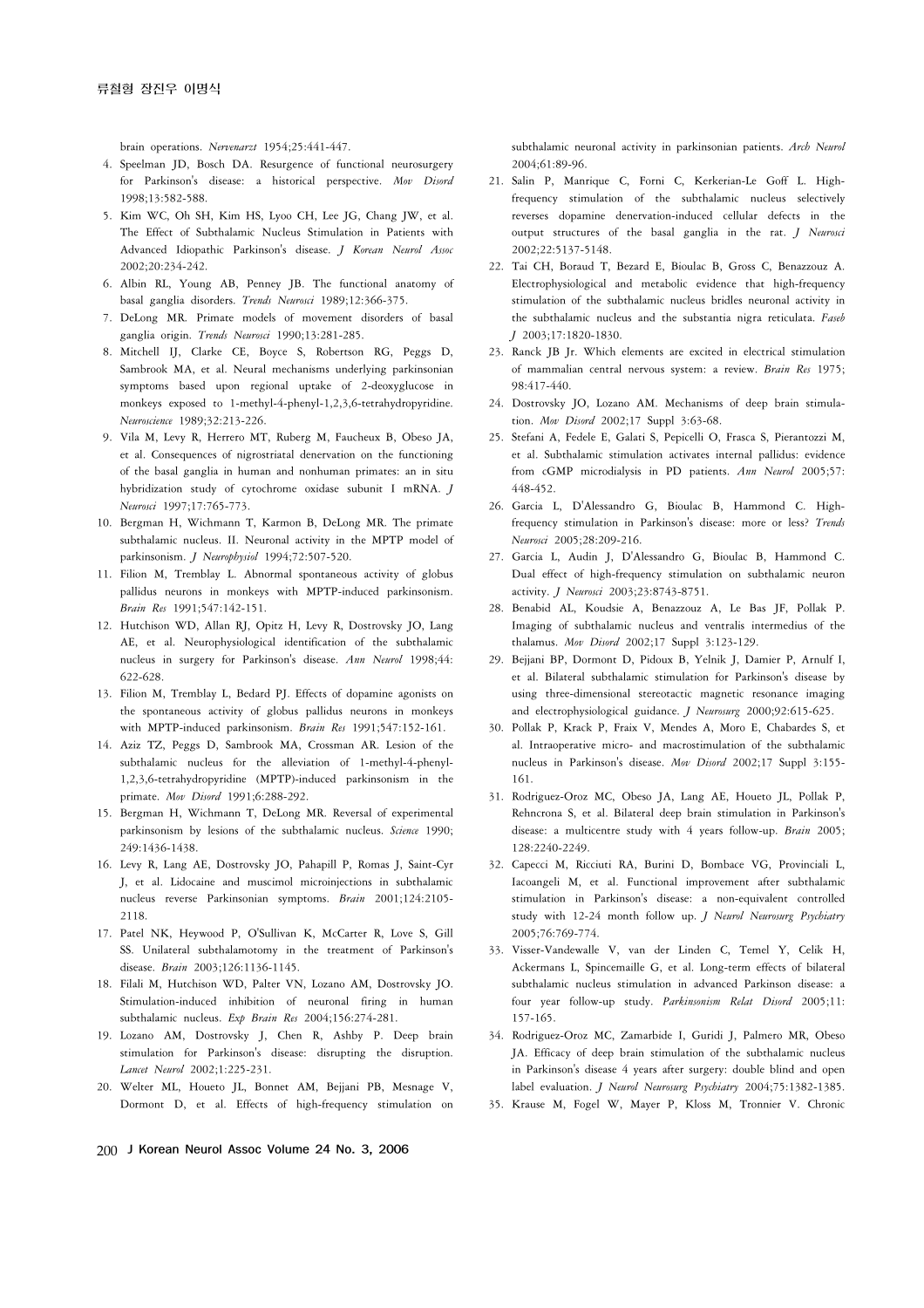brain operations. *Nervenarzt* 1954;25:441-447.

4. Speelman JD, Bosch DA. Resurgence of functional neurosurgery for Parkinson's disease: a historical perspective. *Mov Disord* 1998;13:582-588.
5. Kim WC, Oh SH, Kim HS, Lyoo CH, Lee JG, Chang JW, et al. The Effect of Subthalamic Nucleus Stimulation in Patients with Advanced Idiopathic Parkinson's disease. *J Korean Neurol Assoc* 2002;20:234-242.
6. Albin RL, Young AB, Penney JB. The functional anatomy of basal ganglia disorders. *Trends Neurosci* 1989;12:366-375.
7. DeLong MR. Primate models of movement disorders of basal ganglia origin. *Trends Neurosci* 1990;13:281-285.
8. Mitchell IJ, Clarke CE, Boyce S, Robertson RG, Peggs D, Sambrook MA, et al. Neural mechanisms underlying parkinsonian symptoms based upon regional uptake of 2-deoxyglucose in monkeys exposed to 1-methyl-4-phenyl-1,2,3,6-tetrahydropyridine. *Neuroscience* 1989;32:213-226.
9. Vila M, Levy R, Herrero MT, Ruberg M, Faucheux B, Obeso JA, et al. Consequences of nigrostriatal denervation on the functioning of the basal ganglia in human and nonhuman primates: an in situ hybridization study of cytochrome oxidase subunit I mRNA. *J Neurosci* 1997;17:765-773.
10. Bergman H, Wichmann T, Karmon B, DeLong MR. The primate subthalamic nucleus. II. Neuronal activity in the MPTP model of parkinsonism. *J Neurophysiol* 1994;72:507-520.
11. Filion M, Tremblay L. Abnormal spontaneous activity of globus pallidus neurons in monkeys with MPTP-induced parkinsonism. *Brain Res* 1991;547:142-151.
12. Hutchison WD, Allan RJ, Opitz H, Levy R, Dostrovsky JO, Lang AE, et al. Neurophysiological identification of the subthalamic nucleus in surgery for Parkinson's disease. *Ann Neurol* 1998;44:622-628.
13. Filion M, Tremblay L, Bedard PJ. Effects of dopamine agonists on the spontaneous activity of globus pallidus neurons in monkeys with MPTP-induced parkinsonism. *Brain Res* 1991;547:152-161.
14. Aziz TZ, Peggs D, Sambrook MA, Crossman AR. Lesion of the subthalamic nucleus for the alleviation of 1-methyl-4-phenyl-1,2,3,6-tetrahydropyridine (MPTP)-induced parkinsonism in the primate. *Mov Disord* 1991;6:288-292.
15. Bergman H, Wichmann T, DeLong MR. Reversal of experimental parkinsonism by lesions of the subthalamic nucleus. *Science* 1990;249:1436-1438.
16. Levy R, Lang AE, Dostrovsky JO, Pahapill P, Romas J, Saint-Cyr J, et al. Lidocaine and muscimol microinjections in subthalamic nucleus reverse Parkinsonian symptoms. *Brain* 2001;124:2105-2118.
17. Patel NK, Heywood P, O'Sullivan K, McCarter R, Love S, Gill SS. Unilateral subthalamotomy in the treatment of Parkinson's disease. *Brain* 2003;126:1136-1145.
18. Filali M, Hutchison WD, Palter VN, Lozano AM, Dostrovsky JO. Stimulation-induced inhibition of neuronal firing in human subthalamic nucleus. *Exp Brain Res* 2004;156:274-281.
19. Lozano AM, Dostrovsky J, Chen R, Ashby P. Deep brain stimulation for Parkinson's disease: disrupting the disruption. *Lancet Neurol* 2002;1:225-231.
20. Welter ML, Houeto JL, Bonnet AM, Bejjani PB, Mesnage V, Dormont D, et al. Effects of high-frequency stimulation on subthalamic neuronal activity in parkinsonian patients. *Arch Neurol* 2004;61:89-96.
21. Salin P, Manrique C, Forni C, Kerkerian-Le Goff L. High-frequency stimulation of the subthalamic nucleus selectively reverses dopamine denervation-induced cellular defects in the output structures of the basal ganglia in the rat. *J Neurosci* 2002;22:5137-5148.
22. Tai CH, Boraud T, Bezard E, Bioulac B, Gross C, Benazzouz A. Electrophysiological and metabolic evidence that high-frequency stimulation of the subthalamic nucleus bridles neuronal activity in the subthalamic nucleus and the substantia nigra reticulata. *Faseb J* 2003;17:1820-1830.
23. Ranck JB Jr. Which elements are excited in electrical stimulation of mammalian central nervous system: a review. *Brain Res* 1975;98:417-440.
24. Dostrovsky JO, Lozano AM. Mechanisms of deep brain stimulation. *Mov Disord* 2002;17 Suppl 3:63-68.
25. Stefani A, Fedele E, Galati S, Pepicelli O, Frasca S, Pierantozzi M, et al. Subthalamic stimulation activates internal pallidus: evidence from cGMP microdialysis in PD patients. *Ann Neurol* 2005;57:448-452.
26. Garcia L, D'Alessandro G, Bioulac B, Hammond C. High-frequency stimulation in Parkinson's disease: more or less? *Trends Neurosci* 2005;28:209-216.
27. Garcia L, Audin J, D'Alessandro G, Bioulac B, Hammond C. Dual effect of high-frequency stimulation on subthalamic neuron activity. *J Neurosci* 2003;23:8743-8751.
28. Benabid AL, Koudsie A, Benazzouz A, Le Bas JF, Pollak P. Imaging of subthalamic nucleus and ventralis intermedius of the thalamus. *Mov Disord* 2002;17 Suppl 3:123-129.
29. Bejjani BP, Dormont D, Pidoux B, Yelnik J, Damier P, Arnulf I, et al. Bilateral subthalamic stimulation for Parkinson's disease by using three-dimensional stereotactic magnetic resonance imaging and electrophysiological guidance. *J Neurosurg* 2000;92:615-625.
30. Pollak P, Krack P, Fraix V, Mendes A, Moro E, Chabardes S, et al. Intraoperative micro- and macrostimulation of the subthalamic nucleus in Parkinson's disease. *Mov Disord* 2002;17 Suppl 3:155-161.
31. Rodriguez-Oroz MC, Obeso JA, Lang AE, Houeto JL, Pollak P, Rehncrona S, et al. Bilateral deep brain stimulation in Parkinson's disease: a multicentre study with 4 years follow-up. *Brain* 2005;128:2240-2249.
32. Capecci M, Ricciuti RA, Burini D, Bombace VG, Provinciali L, Iacoangeli M, et al. Functional improvement after subthalamic stimulation in Parkinson's disease: a non-equivalent controlled study with 12-24 month follow up. *J Neurol Neurosurg Psychiatry* 2005;76:769-774.
33. Visser-Vandewalle V, van der Linden C, Temel Y, Celik H, Ackermans L, Spincemaille G, et al. Long-term effects of bilateral subthalamic nucleus stimulation in advanced Parkinson disease: a four year follow-up study. *Parkinsonism Relat Disord* 2005;11:157-165.
34. Rodriguez-Oroz MC, Zamarbide I, Guridi J, Palmero MR, Obeso JA. Efficacy of deep brain stimulation of the subthalamic nucleus in Parkinson's disease 4 years after surgery: double blind and open label evaluation. *J Neurol Neurosurg Psychiatry* 2004;75:1382-1385.
35. Krause M, Fogel W, Mayer P, Kloss M, Tronnier V. Chronic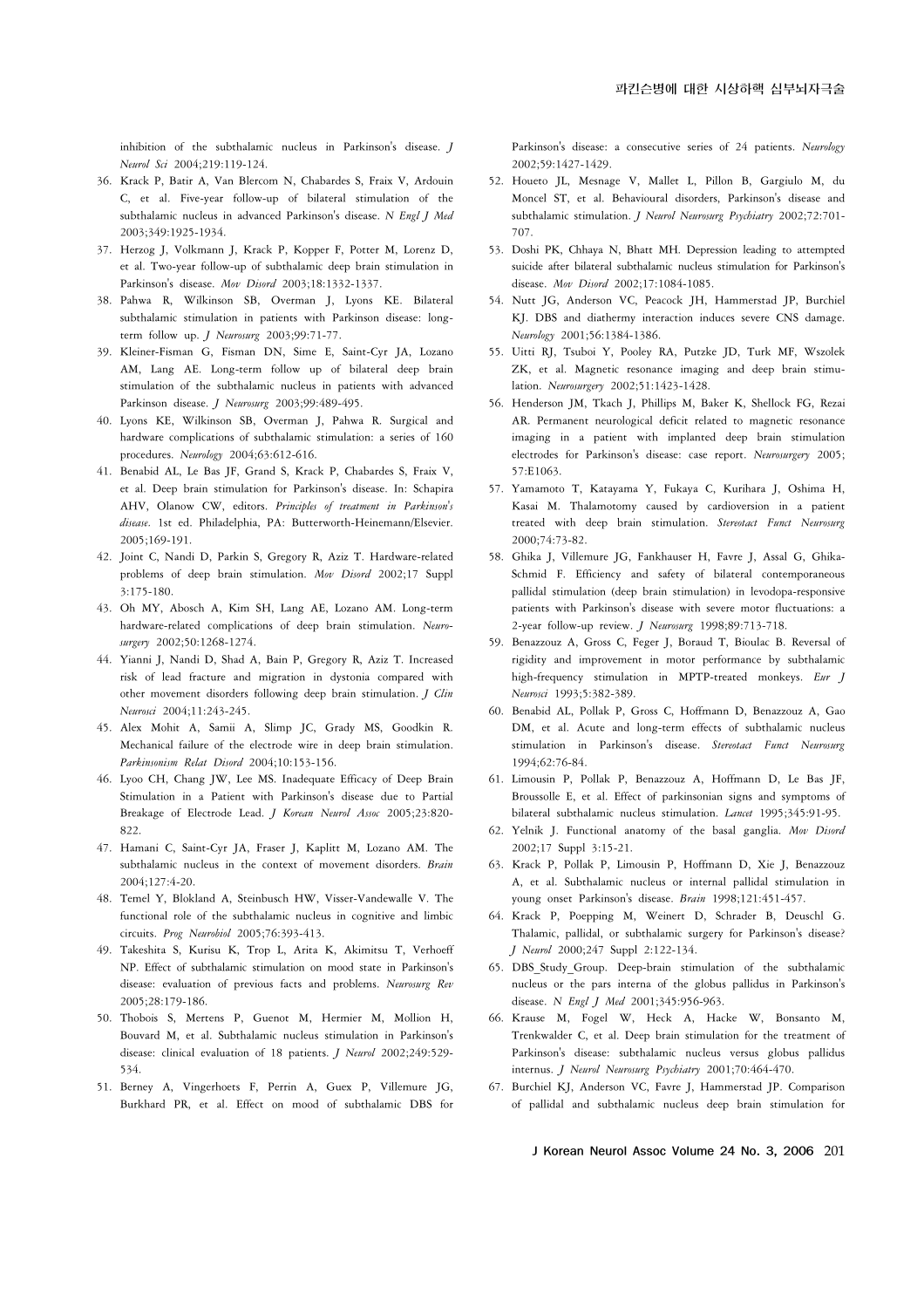inhibition of the subthalamic nucleus in Parkinson's disease. *J Neurol Sci* 2004;219:119-124.

36. Krack P, Batir A, Van Blercom N, Chabardes S, Fraix V, Ardouin C, et al. Five-year follow-up of bilateral stimulation of the subthalamic nucleus in advanced Parkinson's disease. *N Engl J Med* 2003;349:1925-1934.
37. Herzog J, Volkmann J, Krack P, Kopper F, Potter M, Lorenz D, et al. Two-year follow-up of subthalamic deep brain stimulation in Parkinson's disease. *Mov Disord* 2003;18:1332-1337.
38. Pahwa R, Wilkinson SB, Overman J, Lyons KE. Bilateral subthalamic stimulation in patients with Parkinson disease: long-term follow up. *J Neurosurg* 2003;99:71-77.
39. Kleiner-Fisman G, Fisman DN, Sime E, Saint-Cyr JA, Lozano AM, Lang AE. Long-term follow up of bilateral deep brain stimulation of the subthalamic nucleus in patients with advanced Parkinson disease. *J Neurosurg* 2003;99:489-495.
40. Lyons KE, Wilkinson SB, Overman J, Pahwa R. Surgical and hardware complications of subthalamic stimulation: a series of 160 procedures. *Neurology* 2004;63:612-616.
41. Benabid AL, Le Bas JF, Grand S, Krack P, Chabardes S, Fraix V, et al. Deep brain stimulation for Parkinson's disease. In: Schapira AHV, Olanow CW, editors. *Principles of treatment in Parkinson's disease*. 1st ed. Philadelphia, PA: Butterworth-Heinemann/Elsevier. 2005;169-191.
42. Joint C, Nandi D, Parkin S, Gregory R, Aziz T. Hardware-related problems of deep brain stimulation. *Mov Disord* 2002;17 Suppl 3:175-180.
43. Oh MY, Abosch A, Kim SH, Lang AE, Lozano AM. Long-term hardware-related complications of deep brain stimulation. *Neurosurgery* 2002;50:1268-1274.
44. Yianni J, Nandi D, Shad A, Bain P, Gregory R, Aziz T. Increased risk of lead fracture and migration in dystonia compared with other movement disorders following deep brain stimulation. *J Clin Neurosci* 2004;11:243-245.
45. Alex Mohit A, Samii A, Slimp JC, Grady MS, Goodkin R. Mechanical failure of the electrode wire in deep brain stimulation. *Parkinsonism Relat Disord* 2004;10:153-156.
46. Lyoo CH, Chang JW, Lee MS. Inadequate Efficacy of Deep Brain Stimulation in a Patient with Parkinson's disease due to Partial Breakage of Electrode Lead. *J Korean Neurol Assoc* 2005;23:820-822.
47. Hamani C, Saint-Cyr JA, Fraser J, Kaplitt M, Lozano AM. The subthalamic nucleus in the context of movement disorders. *Brain* 2004;127:4-20.
48. Temel Y, Blokland A, Steinbusch HW, Visser-Vandewalle V. The functional role of the subthalamic nucleus in cognitive and limbic circuits. *Prog Neurobiol* 2005;76:393-413.
49. Takeshita S, Kurisu K, Trop L, Arita K, Akimitsu T, Verhoeff NP. Effect of subthalamic stimulation on mood state in Parkinson's disease: evaluation of previous facts and problems. *Neurosurg Rev* 2005;28:179-186.
50. Thobois S, Mertens P, Guenot M, Hermier M, Mollion H, Bouvard M, et al. Subthalamic nucleus stimulation in Parkinson's disease: clinical evaluation of 18 patients. *J Neurol* 2002;249:529-534.
51. Berney A, Vingerhoets F, Perrin A, Guex P, Villemure JG, Burkhard PR, et al. Effect on mood of subthalamic DBS for Parkinson's disease: a consecutive series of 24 patients. *Neurology* 2002;59:1427-1429.
52. Houeto JL, Mesnage V, Mallet L, Pillon B, Gargiulo M, du Moncel ST, et al. Behavioural disorders, Parkinson's disease and subthalamic stimulation. *J Neurol Neurosurg Psychiatry* 2002;72:701-707.
53. Doshi PK, Chhaya N, Bhatt MH. Depression leading to attempted suicide after bilateral subthalamic nucleus stimulation for Parkinson's disease. *Mov Disord* 2002;17:1084-1085.
54. Nutt JG, Anderson VC, Peacock JH, Hammerstad JP, Burchiel KJ. DBS and diathermy interaction induces severe CNS damage. *Neurology* 2001;56:1384-1386.
55. Uitti RJ, Tsuboi Y, Pooley RA, Putzke JD, Turk MF, Wszolek ZK, et al. Magnetic resonance imaging and deep brain stimulation. *Neurosurgery* 2002;51:1423-1428.
56. Henderson JM, Tkach J, Phillips M, Baker K, Shellock FG, Rezai AR. Permanent neurological deficit related to magnetic resonance imaging in a patient with implanted deep brain stimulation electrodes for Parkinson's disease: case report. *Neurosurgery* 2005; 57:E1063.
57. Yamamoto T, Katayama Y, Fukaya C, Kurihara J, Oshima H, Kasai M. Thalamotomy caused by cardioversion in a patient treated with deep brain stimulation. *Stereotact Funct Neurosurg* 2000;74:73-82.
58. Ghika J, Villemure JG, Fankhauser H, Favre J, Assal G, Ghika-Schmid F. Efficiency and safety of bilateral contemporaneous pallidal stimulation (deep brain stimulation) in levodopa-responsive patients with Parkinson's disease with severe motor fluctuations: a 2-year follow-up review. *J Neurosurg* 1998;89:713-718.
59. Benazzouz A, Gross C, Feger J, Boraud T, Bioulac B. Reversal of rigidity and improvement in motor performance by subthalamic high-frequency stimulation in MPTP-treated monkeys. *Eur J Neurosci* 1993;5:382-389.
60. Benabid AL, Pollak P, Gross C, Hoffmann D, Benazzouz A, Gao DM, et al. Acute and long-term effects of subthalamic nucleus stimulation in Parkinson's disease. *Stereotact Funct Neurosurg* 1994;62:76-84.
61. Limousin P, Pollak P, Benazzouz A, Hoffmann D, Le Bas JF, Broussolle E, et al. Effect of parkinsonian signs and symptoms of bilateral subthalamic nucleus stimulation. *Lancet* 1995;345:91-95.
62. Yelnik J. Functional anatomy of the basal ganglia. *Mov Disord* 2002;17 Suppl 3:15-21.
63. Krack P, Pollak P, Limousin P, Hoffmann D, Xie J, Benazzouz A, et al. Subthalamic nucleus or internal pallidal stimulation in young onset Parkinson's disease. *Brain* 1998;121:451-457.
64. Krack P, Poepping M, Weinert D, Schrader B, Deuschl G. Thalamic, pallidal, or subthalamic surgery for Parkinson's disease? *J Neurol* 2000;247 Suppl 2:122-134.
65. DBS_Study_Group. Deep-brain stimulation of the subthalamic nucleus or the pars interna of the globus pallidus in Parkinson's disease. *N Engl J Med* 2001;345:956-963.
66. Krause M, Fogel W, Heck A, Hacke W, Bonsanto M, Trenkwalder C, et al. Deep brain stimulation for the treatment of Parkinson's disease: subthalamic nucleus versus globus pallidus internus. *J Neurol Neurosurg Psychiatry* 2001;70:464-470.
67. Burchiel KJ, Anderson VC, Favre J, Hammerstad JP. Comparison of pallidal and subthalamic nucleus deep brain stimulation for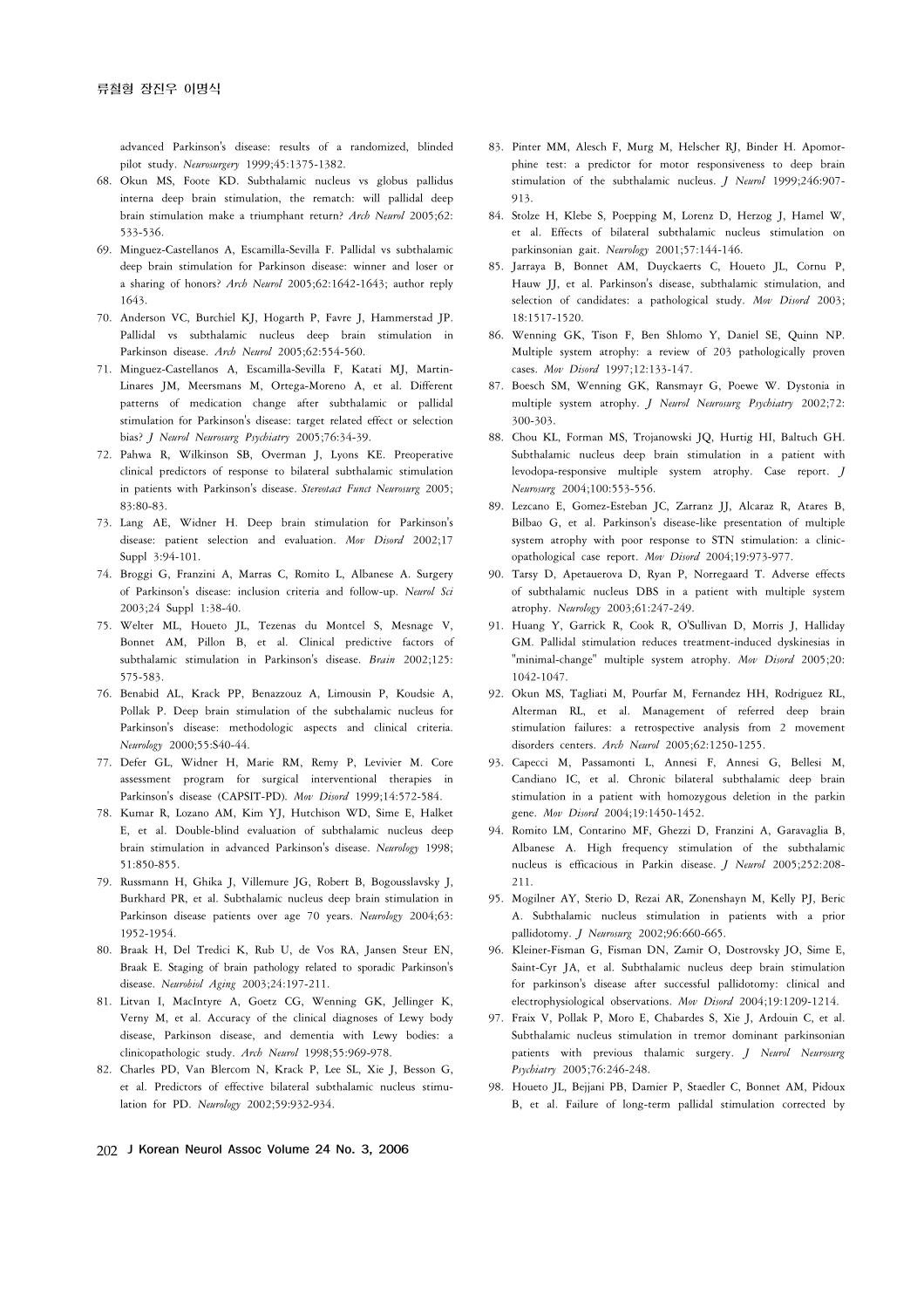advanced Parkinson's disease: results of a randomized, blinded pilot study. *Neurosurgery* 1999;45:1375-1382.

68. Okun MS, Foote KD. Subthalamic nucleus vs globus pallidus interna deep brain stimulation, the rematch: will pallidal deep brain stimulation make a triumphant return? *Arch Neurol* 2005;62: 533-536.
69. Minguez-Castellanos A, Escamilla-Sevilla F. Pallidal vs subthalamic deep brain stimulation for Parkinson disease: winner and loser or a sharing of honors? *Arch Neurol* 2005;62:1642-1643; author reply 1643.
70. Anderson VC, Burchiel KJ, Hogarth P, Favre J, Hammerstad JP. Pallidal vs subthalamic nucleus deep brain stimulation in Parkinson disease. *Arch Neurol* 2005;62:554-560.
71. Minguez-Castellanos A, Escamilla-Sevilla F, Katati MJ, Martin-Linares JM, Meersmans M, Ortega-Moreno A, et al. Different patterns of medication change after subthalamic or pallidal stimulation for Parkinson's disease: target related effect or selection bias? *J Neurol Neurosurg Psychiatry* 2005;76:34-39.
72. Pahwa R, Wilkinson SB, Overman J, Lyons KE. Preoperative clinical predictors of response to bilateral subthalamic stimulation in patients with Parkinson's disease. *Stereotact Funct Neurosurg* 2005; 83:80-83.
73. Lang AE, Widner H. Deep brain stimulation for Parkinson's disease: patient selection and evaluation. *Mov Disord* 2002;17 Suppl 3:94-101.
74. Broggi G, Franzini A, Marras C, Romito L, Albanese A. Surgery of Parkinson's disease: inclusion criteria and follow-up. *Neurol Sci* 2003;24 Suppl 1:38-40.
75. Welter ML, Houeto JL, Tezenas du Montcel S, Mesnage V, Bonnet AM, Pillon B, et al. Clinical predictive factors of subthalamic stimulation in Parkinson's disease. *Brain* 2002;125: 575-583.
76. Benabid AL, Krack PP, Benazzouz A, Limousin P, Koudsie A, Pollak P. Deep brain stimulation of the subthalamic nucleus for Parkinson's disease: methodologic aspects and clinical criteria. *Neurology* 2000;55:S40-44.
77. Defer GL, Widner H, Marie RM, Remy P, Levivier M. Core assessment program for surgical interventional therapies in Parkinson's disease (CAPSIT-PD). *Mov Disord* 1999;14:572-584.
78. Kumar R, Lozano AM, Kim YJ, Hutchison WD, Sime E, Halket E, et al. Double-blind evaluation of subthalamic nucleus deep brain stimulation in advanced Parkinson's disease. *Neurology* 1998; 51:850-855.
79. Russmann H, Ghika J, Villemure JG, Robert B, Bogousslavsky J, Burkhard PR, et al. Subthalamic nucleus deep brain stimulation in Parkinson disease patients over age 70 years. *Neurology* 2004;63: 1952-1954.
80. Braak H, Del Tredici K, Rub U, de Vos RA, Jansen Steur EN, Braak E. Staging of brain pathology related to sporadic Parkinson's disease. *Neurobiol Aging* 2003;24:197-211.
81. Litvan I, MacIntyre A, Goetz CG, Wenning GK, Jellinger K, Verny M, et al. Accuracy of the clinical diagnoses of Lewy body disease, Parkinson disease, and dementia with Lewy bodies: a clinicopathologic study. *Arch Neurol* 1998;55:969-978.
82. Charles PD, Van Blercom N, Krack P, Lee SL, Xie J, Besson G, et al. Predictors of effective bilateral subthalamic nucleus stimulation for PD. *Neurology* 2002;59:932-934.
83. Pinter MM, Alesch F, Murg M, Helscher RJ, Binder H. Apomorphine test: a predictor for motor responsiveness to deep brain stimulation of the subthalamic nucleus. *J Neurol* 1999;246:907-913.
84. Stolze H, Klebe S, Poepping M, Lorenz D, Herzog J, Hamel W, et al. Effects of bilateral subthalamic nucleus stimulation on parkinsonian gait. *Neurology* 2001;57:144-146.
85. Jarraya B, Bonnet AM, Duyckaerts C, Houeto JL, Cornu P, Hauw JJ, et al. Parkinson's disease, subthalamic stimulation, and selection of candidates: a pathological study. *Mov Disord* 2003; 18:1517-1520.
86. Wenning GK, Tison F, Ben Shlomo Y, Daniel SE, Quinn NP. Multiple system atrophy: a review of 203 pathologically proven cases. *Mov Disord* 1997;12:133-147.
87. Boesch SM, Wenning GK, Ransmayr G, Poewe W. Dystonia in multiple system atrophy. *J Neurol Neurosurg Psychiatry* 2002;72: 300-303.
88. Chou KL, Forman MS, Trojanowski JQ, Hurtig HI, Baltuch GH. Subthalamic nucleus deep brain stimulation in a patient with levodopa-responsive multiple system atrophy. Case report. *J Neurosurg* 2004;100:553-556.
89. Lezcano E, Gomez-Esteban JC, Zarranz JJ, Alcaraz R, Atares B, Bilbao G, et al. Parkinson's disease-like presentation of multiple system atrophy with poor response to STN stimulation: a clinic-opathological case report. *Mov Disord* 2004;19:973-977.
90. Tarsy D, Apetauerova D, Ryan P, Norregaard T. Adverse effects of subthalamic nucleus DBS in a patient with multiple system atrophy. *Neurology* 2003;61:247-249.
91. Huang Y, Garrick R, Cook R, O'Sullivan D, Morris J, Halliday GM. Pallidal stimulation reduces treatment-induced dyskinesias in "minimal-change" multiple system atrophy. *Mov Disord* 2005;20: 1042-1047.
92. Okun MS, Tagliati M, Pourfar M, Fernandez HH, Rodriguez RL, Alterman RL, et al. Management of referred deep brain stimulation failures: a retrospective analysis from 2 movement disorders centers. *Arch Neurol* 2005;62:1250-1255.
93. Capecci M, Passamonti L, Annesi F, Annesi G, Bellesi M, Candiano IC, et al. Chronic bilateral subthalamic deep brain stimulation in a patient with homozygous deletion in the parkin gene. *Mov Disord* 2004;19:1450-1452.
94. Romito LM, Contarino MF, Ghezzi D, Franzini A, Garavaglia B, Albanese A. High frequency stimulation of the subthalamic nucleus is efficacious in Parkin disease. *J Neurol* 2005;252:208-211.
95. Mogilner AY, Sterio D, Rezai AR, Zonenshayn M, Kelly PJ, Beric A. Subthalamic nucleus stimulation in patients with a prior pallidotomy. *J Neurosurg* 2002;96:660-665.
96. Kleiner-Fisman G, Fisman DN, Zamir O, Dostrovsky JO, Sime E, Saint-Cyr JA, et al. Subthalamic nucleus deep brain stimulation for parkinson's disease after successful pallidotomy: clinical and electrophysiological observations. *Mov Disord* 2004;19:1209-1214.
97. Fraix V, Pollak P, Moro E, Chabardes S, Xie J, Ardouin C, et al. Subthalamic nucleus stimulation in tremor dominant parkinsonian patients with previous thalamic surgery. *J Neurol Neurosurg Psychiatry* 2005;76:246-248.
98. Houeto JL, Bejjani PB, Damier P, Staedler C, Bonnet AM, Pidoux B, et al. Failure of long-term pallidal stimulation corrected by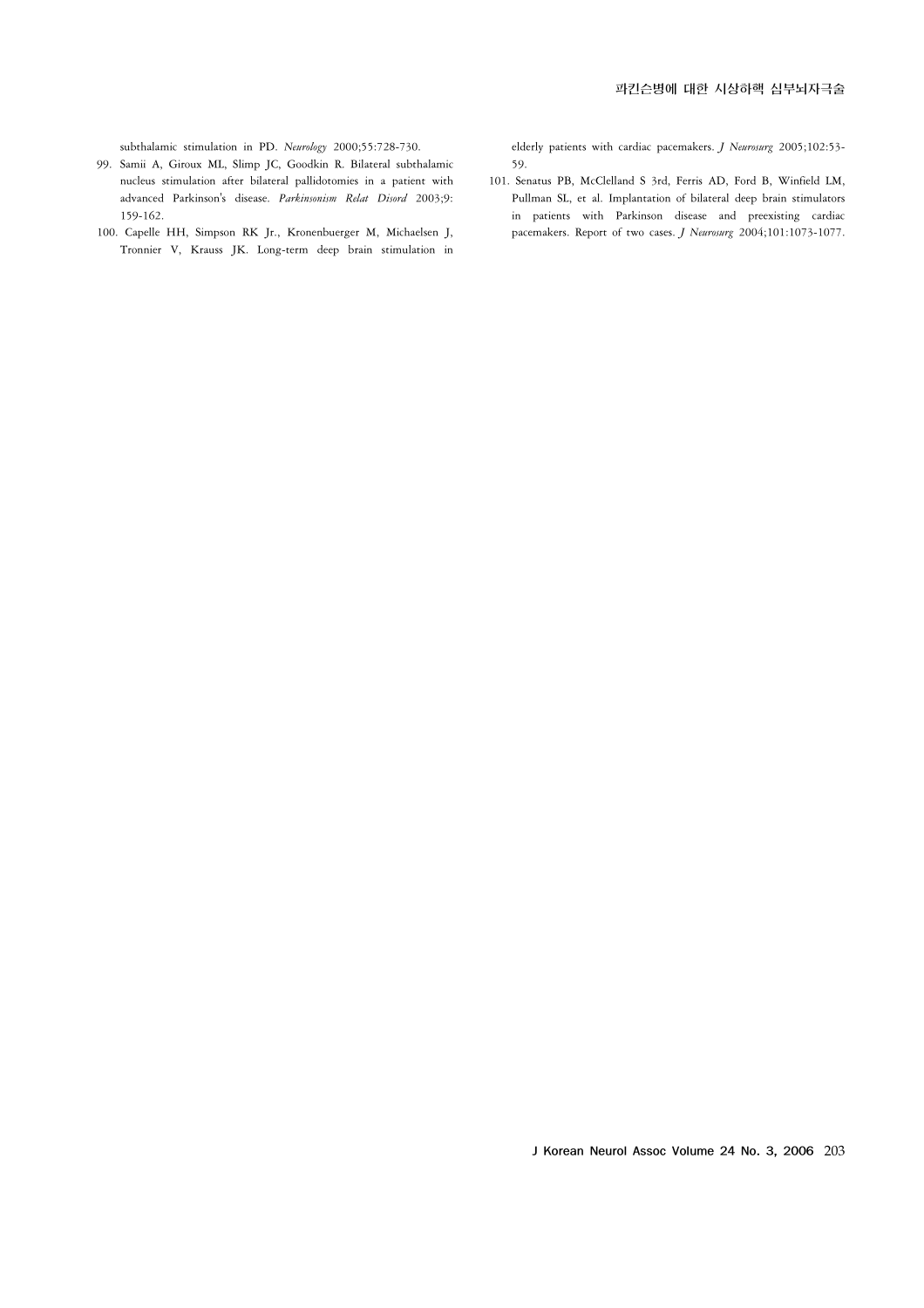subthalamic stimulation in PD. *Neurology* 2000;55:728-730.

99. Samii A, Giroux ML, Slimp JC, Goodkin R. Bilateral subthalamic nucleus stimulation after bilateral pallidotomies in a patient with advanced Parkinson's disease. *Parkinsonism Relat Disord* 2003;9: 159-162.
100. Capelle HH, Simpson RK Jr., Kronenbuerger M, Michaelsen J, Tronnier V, Krauss JK. Long-term deep brain stimulation in elderly patients with cardiac pacemakers. *J Neurosurg* 2005;102:53-59.
101. Senatus PB, McClelland S 3rd, Ferris AD, Ford B, Winfield LM, Pullman SL, et al. Implantation of bilateral deep brain stimulators in patients with Parkinson disease and preexisting cardiac pacemakers. Report of two cases. *J Neurosurg* 2004;101:1073-1077.